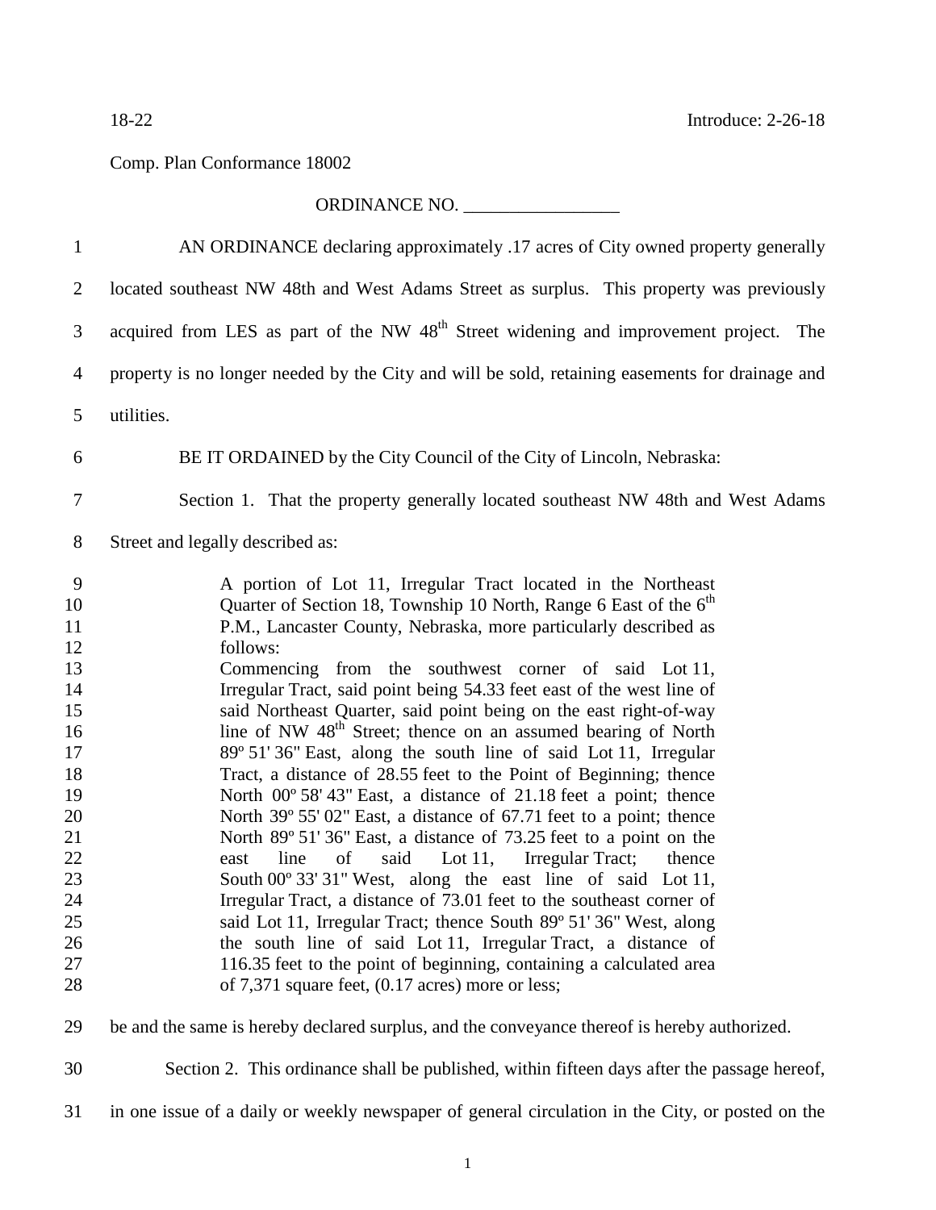18-22 Introduce: 2-26-18

Comp. Plan Conformance 18002

ORDINANCE NO. _________________

AN ORDINANCE declaring approximately .17 acres of City owned property generally located southeast NW 48th and West Adams Street as surplus. This property was previously acquired from LES as part of the NW 48th Street widening and improvement project. The property is no longer needed by the City and will be sold, retaining easements for drainage and utilities.

BE IT ORDAINED by the City Council of the City of Lincoln, Nebraska:

Section 1. That the property generally located southeast NW 48th and West Adams Street and legally described as:

> A portion of Lot 11, Irregular Tract located in the Northeast Quarter of Section 18, Township 10 North, Range 6 East of the 6th P.M., Lancaster County, Nebraska, more particularly described as follows:
> Commencing from the southwest corner of said Lot 11, Irregular Tract, said point being 54.33 feet east of the west line of said Northeast Quarter, said point being on the east right-of-way line of NW 48th Street; thence on an assumed bearing of North 89º 51' 36" East, along the south line of said Lot 11, Irregular Tract, a distance of 28.55 feet to the Point of Beginning; thence North 00º 58' 43" East, a distance of 21.18 feet a point; thence North 39º 55' 02" East, a distance of 67.71 feet to a point; thence North 89º 51' 36" East, a distance of 73.25 feet to a point on the east line of said Lot 11, Irregular Tract; thence South 00º 33' 31" West, along the east line of said Lot 11, Irregular Tract, a distance of 73.01 feet to the southeast corner of said Lot 11, Irregular Tract; thence South 89º 51' 36" West, along the south line of said Lot 11, Irregular Tract, a distance of 116.35 feet to the point of beginning, containing a calculated area of 7,371 square feet, (0.17 acres) more or less;

be and the same is hereby declared surplus, and the conveyance thereof is hereby authorized.

Section 2. This ordinance shall be published, within fifteen days after the passage hereof, in one issue of a daily or weekly newspaper of general circulation in the City, or posted on the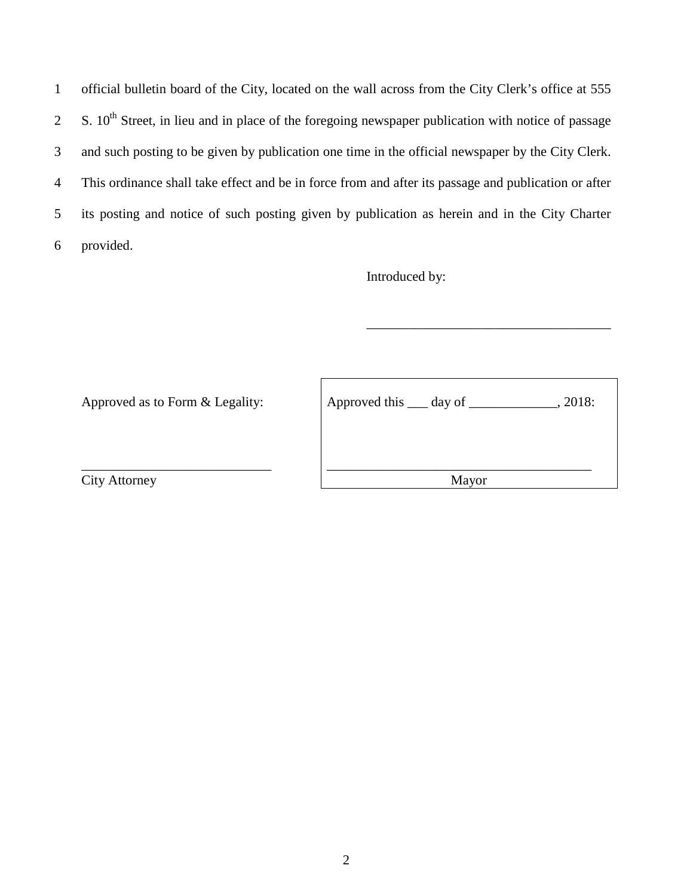official bulletin board of the City, located on the wall across from the City Clerk's office at 555 S. 10th Street, in lieu and in place of the foregoing newspaper publication with notice of passage and such posting to be given by publication one time in the official newspaper by the City Clerk. This ordinance shall take effect and be in force from and after its passage and publication or after its posting and notice of such posting given by publication as herein and in the City Charter provided.

Introduced by:

\_\_\_\_\_\_\_\_\_\_\_\_\_\_\_\_\_\_\_\_\_\_\_\_\_\_\_\_\_\_\_\_\_\_\_\_

Approved as to Form & Legality:

\_\_\_\_\_\_\_\_\_\_\_\_\_\_\_\_\_\_\_\_\_\_\_\_\_\_\_\_

City Attorney

Approved this \_\_\_ day of \_\_\_\_\_\_\_\_\_\_\_\_\_, 2018:

\_\_\_\_\_\_\_\_\_\_\_\_\_\_\_\_\_\_\_\_\_\_\_\_\_\_\_\_\_\_\_\_\_\_\_\_\_\_\_

Mayor